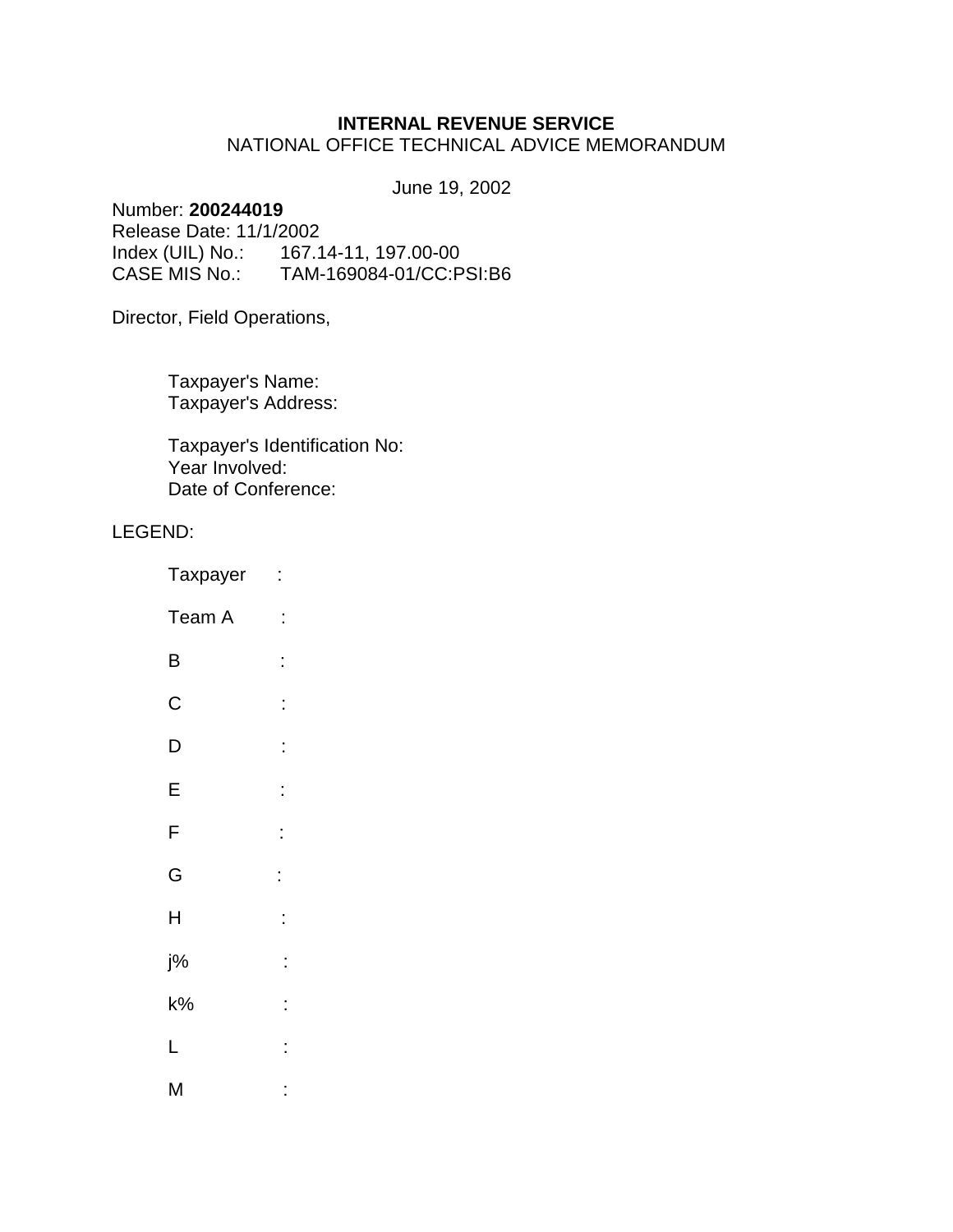**INTERNAL REVENUE SERVICE**
NATIONAL OFFICE TECHNICAL ADVICE MEMORANDUM

June 19, 2002

Number: **200244019**
Release Date: 11/1/2002
Index (UIL) No.: 167.14-11, 197.00-00
CASE MIS No.: TAM-169084-01/CC:PSI:B6

Director, Field Operations,

Taxpayer's Name:
Taxpayer's Address:

Taxpayer's Identification No:
Year Involved:
Date of Conference:

LEGEND:

Taxpayer :

Team A :

B :

C :

D :

E :

F :

G :

H :

j% :

k% :

L :

M :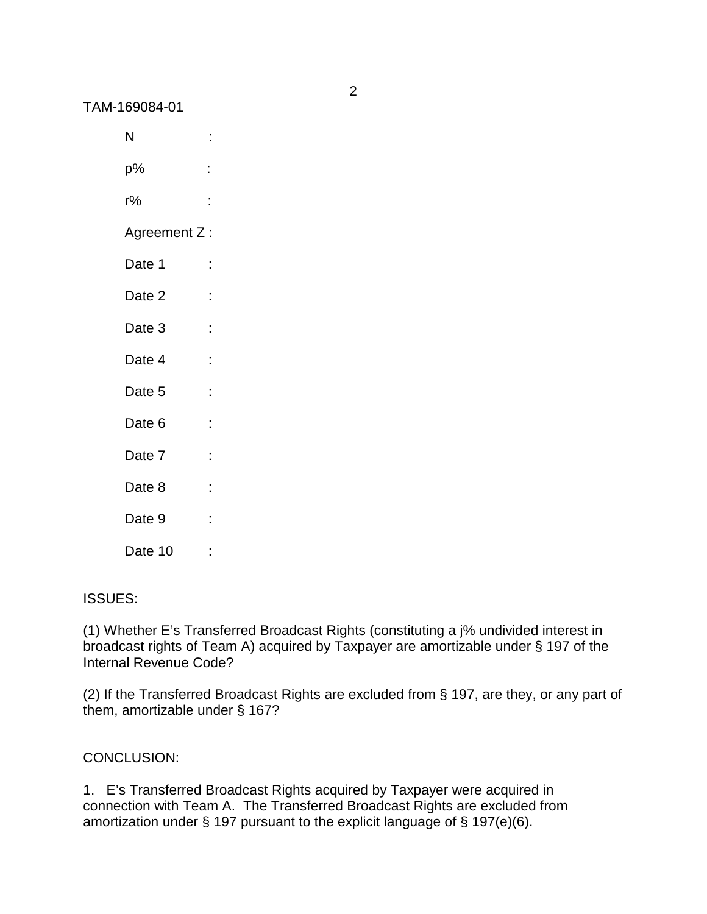TAM-169084-01

N :

p% :

r% :

Agreement Z :

Date 1 :

Date 2 :

Date 3 :

Date 4 :

Date 5 :

Date 6 :

Date 7 :

Date 8 :

Date 9 :

Date 10 :

ISSUES:

(1) Whether E's Transferred Broadcast Rights (constituting a j% undivided interest in broadcast rights of Team A) acquired by Taxpayer are amortizable under § 197 of the Internal Revenue Code?

(2) If the Transferred Broadcast Rights are excluded from § 197, are they, or any part of them, amortizable under § 167?

CONCLUSION:

1. E's Transferred Broadcast Rights acquired by Taxpayer were acquired in connection with Team A. The Transferred Broadcast Rights are excluded from amortization under § 197 pursuant to the explicit language of § 197(e)(6).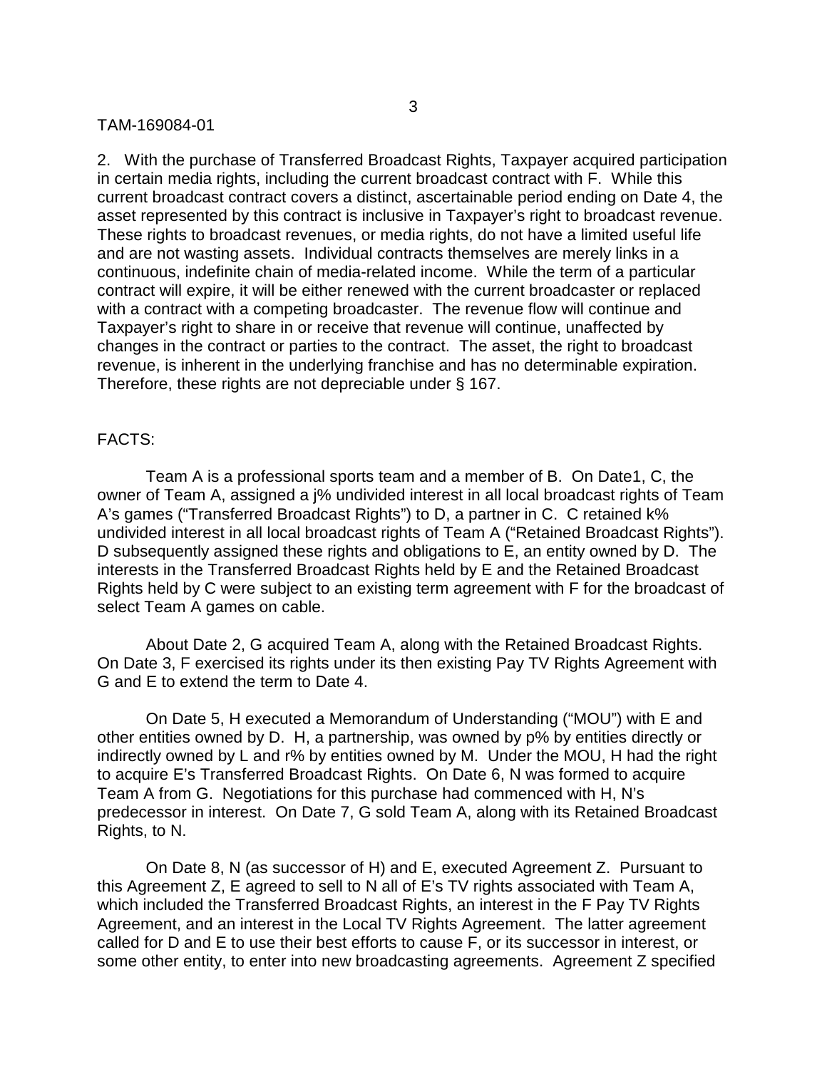2. With the purchase of Transferred Broadcast Rights, Taxpayer acquired participation in certain media rights, including the current broadcast contract with F. While this current broadcast contract covers a distinct, ascertainable period ending on Date 4, the asset represented by this contract is inclusive in Taxpayer's right to broadcast revenue. These rights to broadcast revenues, or media rights, do not have a limited useful life and are not wasting assets. Individual contracts themselves are merely links in a continuous, indefinite chain of media-related income. While the term of a particular contract will expire, it will be either renewed with the current broadcaster or replaced with a contract with a competing broadcaster. The revenue flow will continue and Taxpayer's right to share in or receive that revenue will continue, unaffected by changes in the contract or parties to the contract. The asset, the right to broadcast revenue, is inherent in the underlying franchise and has no determinable expiration. Therefore, these rights are not depreciable under § 167.

FACTS:

Team A is a professional sports team and a member of B. On Date1, C, the owner of Team A, assigned a j% undivided interest in all local broadcast rights of Team A's games ("Transferred Broadcast Rights") to D, a partner in C. C retained k% undivided interest in all local broadcast rights of Team A ("Retained Broadcast Rights"). D subsequently assigned these rights and obligations to E, an entity owned by D. The interests in the Transferred Broadcast Rights held by E and the Retained Broadcast Rights held by C were subject to an existing term agreement with F for the broadcast of select Team A games on cable.

About Date 2, G acquired Team A, along with the Retained Broadcast Rights. On Date 3, F exercised its rights under its then existing Pay TV Rights Agreement with G and E to extend the term to Date 4.

On Date 5, H executed a Memorandum of Understanding ("MOU") with E and other entities owned by D. H, a partnership, was owned by p% by entities directly or indirectly owned by L and r% by entities owned by M. Under the MOU, H had the right to acquire E's Transferred Broadcast Rights. On Date 6, N was formed to acquire Team A from G. Negotiations for this purchase had commenced with H, N's predecessor in interest. On Date 7, G sold Team A, along with its Retained Broadcast Rights, to N.

On Date 8, N (as successor of H) and E, executed Agreement Z. Pursuant to this Agreement Z, E agreed to sell to N all of E's TV rights associated with Team A, which included the Transferred Broadcast Rights, an interest in the F Pay TV Rights Agreement, and an interest in the Local TV Rights Agreement. The latter agreement called for D and E to use their best efforts to cause F, or its successor in interest, or some other entity, to enter into new broadcasting agreements. Agreement Z specified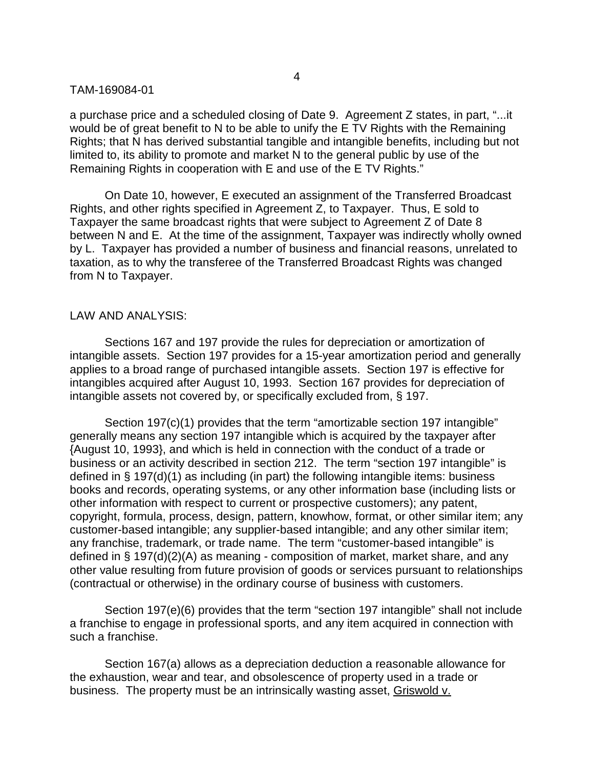a purchase price and a scheduled closing of Date 9. Agreement Z states, in part, "...it would be of great benefit to N to be able to unify the E TV Rights with the Remaining Rights; that N has derived substantial tangible and intangible benefits, including but not limited to, its ability to promote and market N to the general public by use of the Remaining Rights in cooperation with E and use of the E TV Rights."

On Date 10, however, E executed an assignment of the Transferred Broadcast Rights, and other rights specified in Agreement Z, to Taxpayer. Thus, E sold to Taxpayer the same broadcast rights that were subject to Agreement Z of Date 8 between N and E. At the time of the assignment, Taxpayer was indirectly wholly owned by L. Taxpayer has provided a number of business and financial reasons, unrelated to taxation, as to why the transferee of the Transferred Broadcast Rights was changed from N to Taxpayer.

LAW AND ANALYSIS:

Sections 167 and 197 provide the rules for depreciation or amortization of intangible assets. Section 197 provides for a 15-year amortization period and generally applies to a broad range of purchased intangible assets. Section 197 is effective for intangibles acquired after August 10, 1993. Section 167 provides for depreciation of intangible assets not covered by, or specifically excluded from, § 197.

Section 197(c)(1) provides that the term "amortizable section 197 intangible" generally means any section 197 intangible which is acquired by the taxpayer after {August 10, 1993}, and which is held in connection with the conduct of a trade or business or an activity described in section 212. The term "section 197 intangible" is defined in § 197(d)(1) as including (in part) the following intangible items: business books and records, operating systems, or any other information base (including lists or other information with respect to current or prospective customers); any patent, copyright, formula, process, design, pattern, knowhow, format, or other similar item; any customer-based intangible; any supplier-based intangible; and any other similar item; any franchise, trademark, or trade name. The term "customer-based intangible" is defined in § 197(d)(2)(A) as meaning - composition of market, market share, and any other value resulting from future provision of goods or services pursuant to relationships (contractual or otherwise) in the ordinary course of business with customers.

Section 197(e)(6) provides that the term "section 197 intangible" shall not include a franchise to engage in professional sports, and any item acquired in connection with such a franchise.

Section 167(a) allows as a depreciation deduction a reasonable allowance for the exhaustion, wear and tear, and obsolescence of property used in a trade or business. The property must be an intrinsically wasting asset, Griswold v.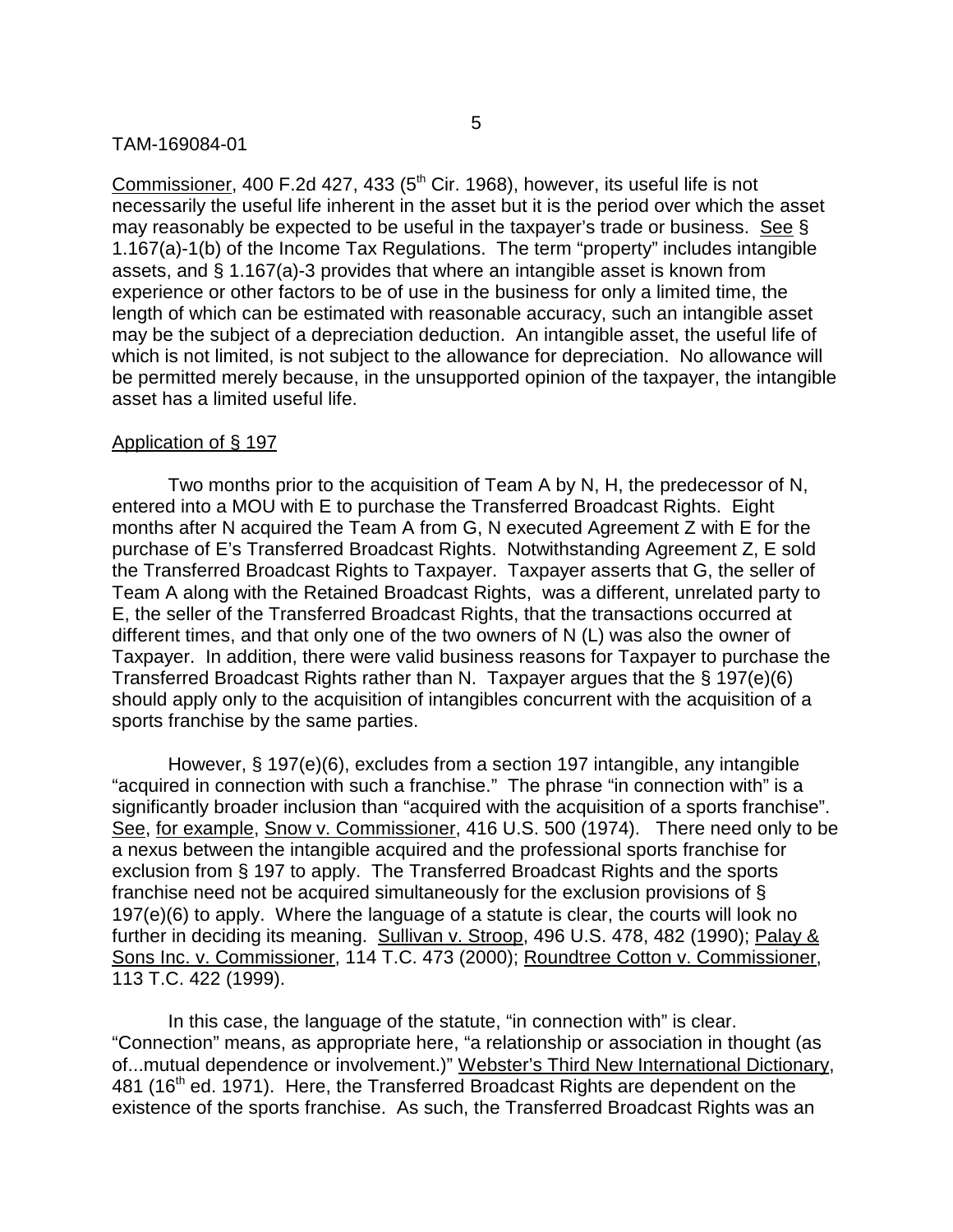Commissioner, 400 F.2d 427, 433 (5th Cir. 1968), however, its useful life is not necessarily the useful life inherent in the asset but it is the period over which the asset may reasonably be expected to be useful in the taxpayer's trade or business. See § 1.167(a)-1(b) of the Income Tax Regulations. The term "property" includes intangible assets, and § 1.167(a)-3 provides that where an intangible asset is known from experience or other factors to be of use in the business for only a limited time, the length of which can be estimated with reasonable accuracy, such an intangible asset may be the subject of a depreciation deduction. An intangible asset, the useful life of which is not limited, is not subject to the allowance for depreciation. No allowance will be permitted merely because, in the unsupported opinion of the taxpayer, the intangible asset has a limited useful life.

Application of § 197

Two months prior to the acquisition of Team A by N, H, the predecessor of N, entered into a MOU with E to purchase the Transferred Broadcast Rights. Eight months after N acquired the Team A from G, N executed Agreement Z with E for the purchase of E's Transferred Broadcast Rights. Notwithstanding Agreement Z, E sold the Transferred Broadcast Rights to Taxpayer. Taxpayer asserts that G, the seller of Team A along with the Retained Broadcast Rights, was a different, unrelated party to E, the seller of the Transferred Broadcast Rights, that the transactions occurred at different times, and that only one of the two owners of N (L) was also the owner of Taxpayer. In addition, there were valid business reasons for Taxpayer to purchase the Transferred Broadcast Rights rather than N. Taxpayer argues that the § 197(e)(6) should apply only to the acquisition of intangibles concurrent with the acquisition of a sports franchise by the same parties.

However, § 197(e)(6), excludes from a section 197 intangible, any intangible "acquired in connection with such a franchise." The phrase "in connection with" is a significantly broader inclusion than "acquired with the acquisition of a sports franchise". See, for example, Snow v. Commissioner, 416 U.S. 500 (1974). There need only to be a nexus between the intangible acquired and the professional sports franchise for exclusion from § 197 to apply. The Transferred Broadcast Rights and the sports franchise need not be acquired simultaneously for the exclusion provisions of § 197(e)(6) to apply. Where the language of a statute is clear, the courts will look no further in deciding its meaning. Sullivan v. Stroop, 496 U.S. 478, 482 (1990); Palay & Sons Inc. v. Commissioner, 114 T.C. 473 (2000); Roundtree Cotton v. Commissioner, 113 T.C. 422 (1999).

In this case, the language of the statute, "in connection with" is clear. "Connection" means, as appropriate here, "a relationship or association in thought (as of...mutual dependence or involvement.)" Webster's Third New International Dictionary, 481 (16th ed. 1971). Here, the Transferred Broadcast Rights are dependent on the existence of the sports franchise. As such, the Transferred Broadcast Rights was an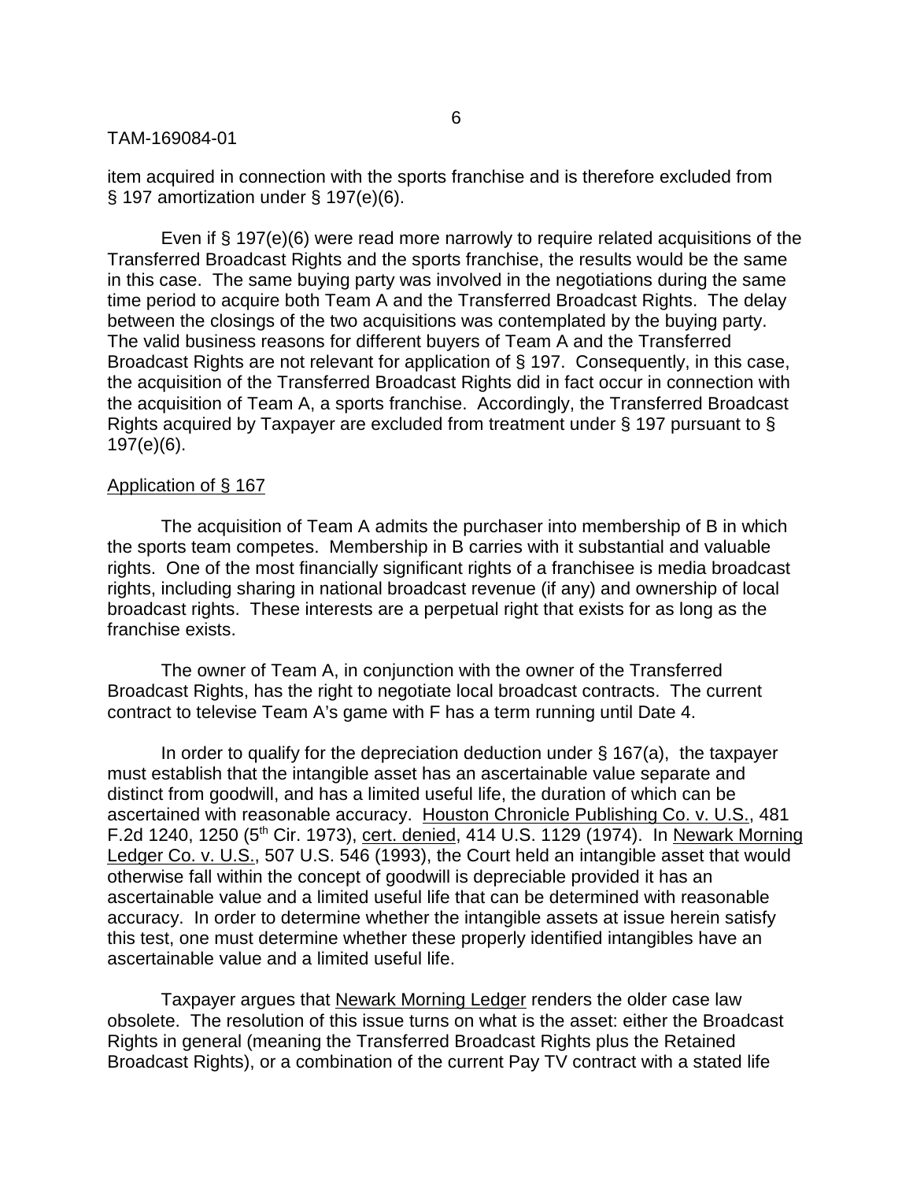item acquired in connection with the sports franchise and is therefore excluded from § 197 amortization under § 197(e)(6).

Even if § 197(e)(6) were read more narrowly to require related acquisitions of the Transferred Broadcast Rights and the sports franchise, the results would be the same in this case. The same buying party was involved in the negotiations during the same time period to acquire both Team A and the Transferred Broadcast Rights. The delay between the closings of the two acquisitions was contemplated by the buying party. The valid business reasons for different buyers of Team A and the Transferred Broadcast Rights are not relevant for application of § 197. Consequently, in this case, the acquisition of the Transferred Broadcast Rights did in fact occur in connection with the acquisition of Team A, a sports franchise. Accordingly, the Transferred Broadcast Rights acquired by Taxpayer are excluded from treatment under § 197 pursuant to § 197(e)(6).

Application of § 167

The acquisition of Team A admits the purchaser into membership of B in which the sports team competes. Membership in B carries with it substantial and valuable rights. One of the most financially significant rights of a franchisee is media broadcast rights, including sharing in national broadcast revenue (if any) and ownership of local broadcast rights. These interests are a perpetual right that exists for as long as the franchise exists.

The owner of Team A, in conjunction with the owner of the Transferred Broadcast Rights, has the right to negotiate local broadcast contracts. The current contract to televise Team A's game with F has a term running until Date 4.

In order to qualify for the depreciation deduction under § 167(a), the taxpayer must establish that the intangible asset has an ascertainable value separate and distinct from goodwill, and has a limited useful life, the duration of which can be ascertained with reasonable accuracy. Houston Chronicle Publishing Co. v. U.S., 481 F.2d 1240, 1250 (5th Cir. 1973), cert. denied, 414 U.S. 1129 (1974). In Newark Morning Ledger Co. v. U.S., 507 U.S. 546 (1993), the Court held an intangible asset that would otherwise fall within the concept of goodwill is depreciable provided it has an ascertainable value and a limited useful life that can be determined with reasonable accuracy. In order to determine whether the intangible assets at issue herein satisfy this test, one must determine whether these properly identified intangibles have an ascertainable value and a limited useful life.

Taxpayer argues that Newark Morning Ledger renders the older case law obsolete. The resolution of this issue turns on what is the asset: either the Broadcast Rights in general (meaning the Transferred Broadcast Rights plus the Retained Broadcast Rights), or a combination of the current Pay TV contract with a stated life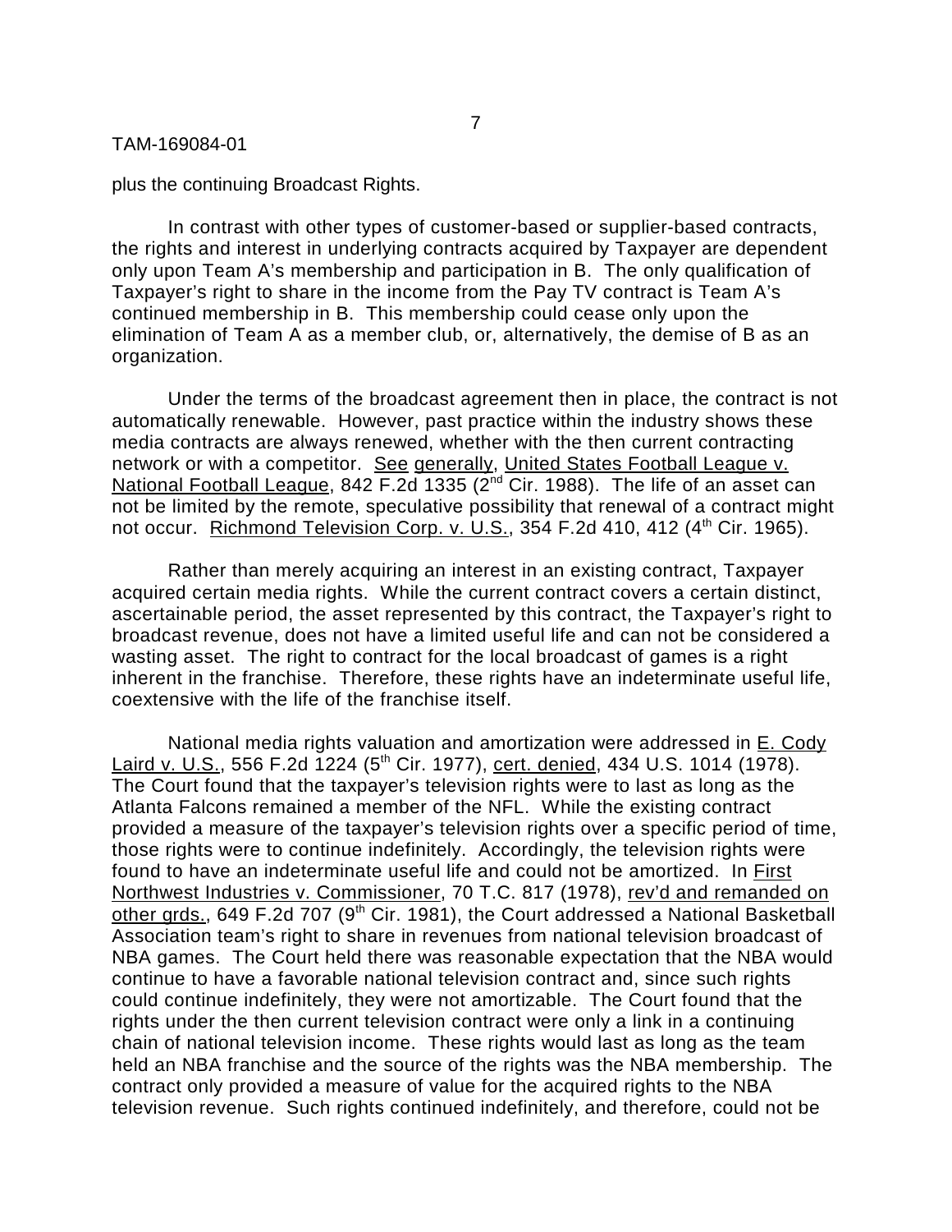plus the continuing Broadcast Rights.

In contrast with other types of customer-based or supplier-based contracts, the rights and interest in underlying contracts acquired by Taxpayer are dependent only upon Team A's membership and participation in B. The only qualification of Taxpayer's right to share in the income from the Pay TV contract is Team A's continued membership in B. This membership could cease only upon the elimination of Team A as a member club, or, alternatively, the demise of B as an organization.

Under the terms of the broadcast agreement then in place, the contract is not automatically renewable. However, past practice within the industry shows these media contracts are always renewed, whether with the then current contracting network or with a competitor. See generally, United States Football League v. National Football League, 842 F.2d 1335 (2nd Cir. 1988). The life of an asset can not be limited by the remote, speculative possibility that renewal of a contract might not occur. Richmond Television Corp. v. U.S., 354 F.2d 410, 412 (4th Cir. 1965).

Rather than merely acquiring an interest in an existing contract, Taxpayer acquired certain media rights. While the current contract covers a certain distinct, ascertainable period, the asset represented by this contract, the Taxpayer's right to broadcast revenue, does not have a limited useful life and can not be considered a wasting asset. The right to contract for the local broadcast of games is a right inherent in the franchise. Therefore, these rights have an indeterminate useful life, coextensive with the life of the franchise itself.

National media rights valuation and amortization were addressed in E. Cody Laird v. U.S., 556 F.2d 1224 (5th Cir. 1977), cert. denied, 434 U.S. 1014 (1978). The Court found that the taxpayer's television rights were to last as long as the Atlanta Falcons remained a member of the NFL. While the existing contract provided a measure of the taxpayer's television rights over a specific period of time, those rights were to continue indefinitely. Accordingly, the television rights were found to have an indeterminate useful life and could not be amortized. In First Northwest Industries v. Commissioner, 70 T.C. 817 (1978), rev'd and remanded on other grds., 649 F.2d 707 (9th Cir. 1981), the Court addressed a National Basketball Association team's right to share in revenues from national television broadcast of NBA games. The Court held there was reasonable expectation that the NBA would continue to have a favorable national television contract and, since such rights could continue indefinitely, they were not amortizable. The Court found that the rights under the then current television contract were only a link in a continuing chain of national television income. These rights would last as long as the team held an NBA franchise and the source of the rights was the NBA membership. The contract only provided a measure of value for the acquired rights to the NBA television revenue. Such rights continued indefinitely, and therefore, could not be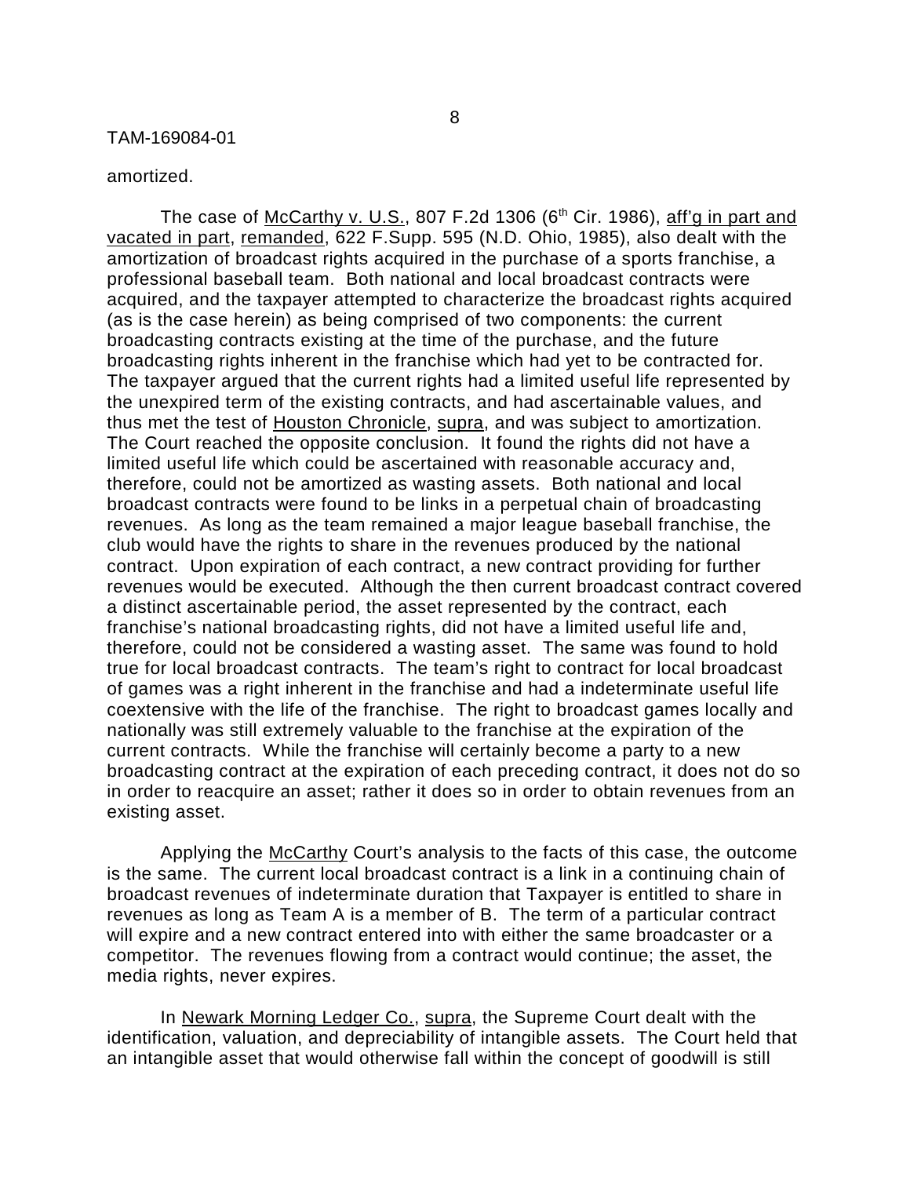amortized.

The case of McCarthy v. U.S., 807 F.2d 1306 (6th Cir. 1986), aff'g in part and vacated in part, remanded, 622 F.Supp. 595 (N.D. Ohio, 1985), also dealt with the amortization of broadcast rights acquired in the purchase of a sports franchise, a professional baseball team. Both national and local broadcast contracts were acquired, and the taxpayer attempted to characterize the broadcast rights acquired (as is the case herein) as being comprised of two components: the current broadcasting contracts existing at the time of the purchase, and the future broadcasting rights inherent in the franchise which had yet to be contracted for. The taxpayer argued that the current rights had a limited useful life represented by the unexpired term of the existing contracts, and had ascertainable values, and thus met the test of Houston Chronicle, supra, and was subject to amortization. The Court reached the opposite conclusion. It found the rights did not have a limited useful life which could be ascertained with reasonable accuracy and, therefore, could not be amortized as wasting assets. Both national and local broadcast contracts were found to be links in a perpetual chain of broadcasting revenues. As long as the team remained a major league baseball franchise, the club would have the rights to share in the revenues produced by the national contract. Upon expiration of each contract, a new contract providing for further revenues would be executed. Although the then current broadcast contract covered a distinct ascertainable period, the asset represented by the contract, each franchise's national broadcasting rights, did not have a limited useful life and, therefore, could not be considered a wasting asset. The same was found to hold true for local broadcast contracts. The team's right to contract for local broadcast of games was a right inherent in the franchise and had a indeterminate useful life coextensive with the life of the franchise. The right to broadcast games locally and nationally was still extremely valuable to the franchise at the expiration of the current contracts. While the franchise will certainly become a party to a new broadcasting contract at the expiration of each preceding contract, it does not do so in order to reacquire an asset; rather it does so in order to obtain revenues from an existing asset.

Applying the McCarthy Court's analysis to the facts of this case, the outcome is the same. The current local broadcast contract is a link in a continuing chain of broadcast revenues of indeterminate duration that Taxpayer is entitled to share in revenues as long as Team A is a member of B. The term of a particular contract will expire and a new contract entered into with either the same broadcaster or a competitor. The revenues flowing from a contract would continue; the asset, the media rights, never expires.

In Newark Morning Ledger Co., supra, the Supreme Court dealt with the identification, valuation, and depreciability of intangible assets. The Court held that an intangible asset that would otherwise fall within the concept of goodwill is still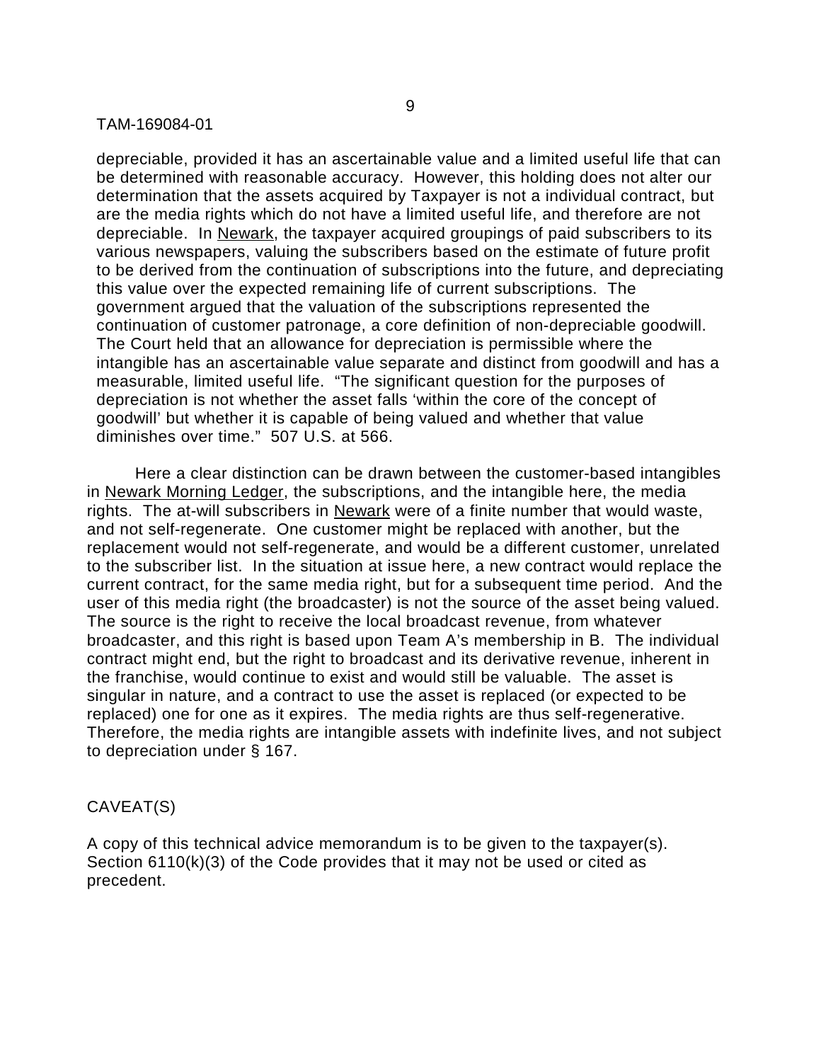depreciable, provided it has an ascertainable value and a limited useful life that can be determined with reasonable accuracy. However, this holding does not alter our determination that the assets acquired by Taxpayer is not a individual contract, but are the media rights which do not have a limited useful life, and therefore are not depreciable. In Newark, the taxpayer acquired groupings of paid subscribers to its various newspapers, valuing the subscribers based on the estimate of future profit to be derived from the continuation of subscriptions into the future, and depreciating this value over the expected remaining life of current subscriptions. The government argued that the valuation of the subscriptions represented the continuation of customer patronage, a core definition of non-depreciable goodwill. The Court held that an allowance for depreciation is permissible where the intangible has an ascertainable value separate and distinct from goodwill and has a measurable, limited useful life. "The significant question for the purposes of depreciation is not whether the asset falls 'within the core of the concept of goodwill' but whether it is capable of being valued and whether that value diminishes over time." 507 U.S. at 566.

Here a clear distinction can be drawn between the customer-based intangibles in Newark Morning Ledger, the subscriptions, and the intangible here, the media rights. The at-will subscribers in Newark were of a finite number that would waste, and not self-regenerate. One customer might be replaced with another, but the replacement would not self-regenerate, and would be a different customer, unrelated to the subscriber list. In the situation at issue here, a new contract would replace the current contract, for the same media right, but for a subsequent time period. And the user of this media right (the broadcaster) is not the source of the asset being valued. The source is the right to receive the local broadcast revenue, from whatever broadcaster, and this right is based upon Team A's membership in B. The individual contract might end, but the right to broadcast and its derivative revenue, inherent in the franchise, would continue to exist and would still be valuable. The asset is singular in nature, and a contract to use the asset is replaced (or expected to be replaced) one for one as it expires. The media rights are thus self-regenerative. Therefore, the media rights are intangible assets with indefinite lives, and not subject to depreciation under § 167.

## CAVEAT(S)

A copy of this technical advice memorandum is to be given to the taxpayer(s). Section 6110(k)(3) of the Code provides that it may not be used or cited as precedent.